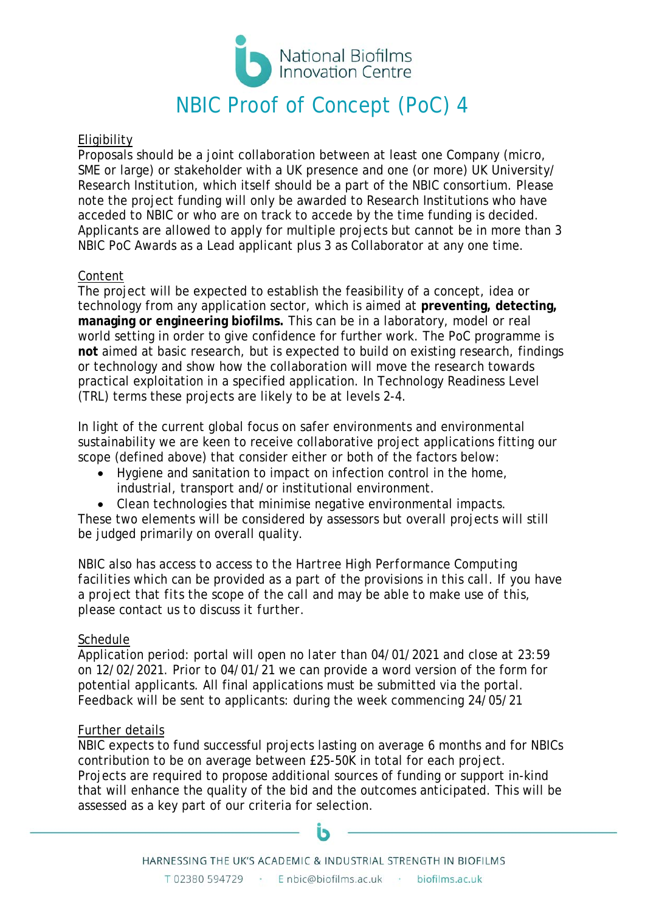National Biofilms Innovation Centre

# NBIC Proof of Concept (PoC) 4

## Eligibility

Proposals should be a joint collaboration between at least one Company (micro, SME or large) or stakeholder with a UK presence and one (or more) UK University/ Research Institution, which itself should be a part of the NBIC consortium. Please note the project funding will only be awarded to Research Institutions who have acceded to NBIC or who are on track to accede by the time funding is decided. Applicants are allowed to apply for multiple projects but cannot be in more than 3 NBIC PoC Awards as a Lead applicant plus 3 as Collaborator at any one time.

## Content

The project will be expected to establish the feasibility of a concept, idea or technology from any application sector, which is aimed at **preventing, detecting, managing or engineering biofilms.** This can be in a laboratory, model or real world setting in order to give confidence for further work. The PoC programme is **not** aimed at basic research, but is expected to build on existing research, findings or technology and show how the collaboration will move the research towards practical exploitation in a specified application. In Technology Readiness Level (TRL) terms these projects are likely to be at levels 2-4.

In light of the current global focus on safer environments and environmental sustainability we are keen to receive collaborative project applications fitting our scope (defined above) that consider either or both of the factors below:

- Hygiene and sanitation to impact on infection control in the home, industrial, transport and/or institutional environment.
- Clean technologies that minimise negative environmental impacts.

These two elements will be considered by assessors but overall projects will still be judged primarily on overall quality.

NBIC also has access to access to the Hartree High Performance Computing facilities which can be provided as a part of the provisions in this call. If you have a project that fits the scope of the call and may be able to make use of this, please contact us to discuss it further.

## Schedule

Application period: portal will open no later than 04/01/2021 and close at 23:59 on 12/02/2021. Prior to 04/01/21 we can provide a word version of the form for potential applicants. All final applications must be submitted via the portal. Feedback will be sent to applicants: during the week commencing 24/05/21

## Further details

NBIC expects to fund successful projects lasting on average 6 months and for NBICs contribution to be on average between £25-50K in total for each project. Projects are required to propose additional sources of funding or support in-kind that will enhance the quality of the bid and the outcomes anticipated. This will be assessed as a key part of our criteria for selection.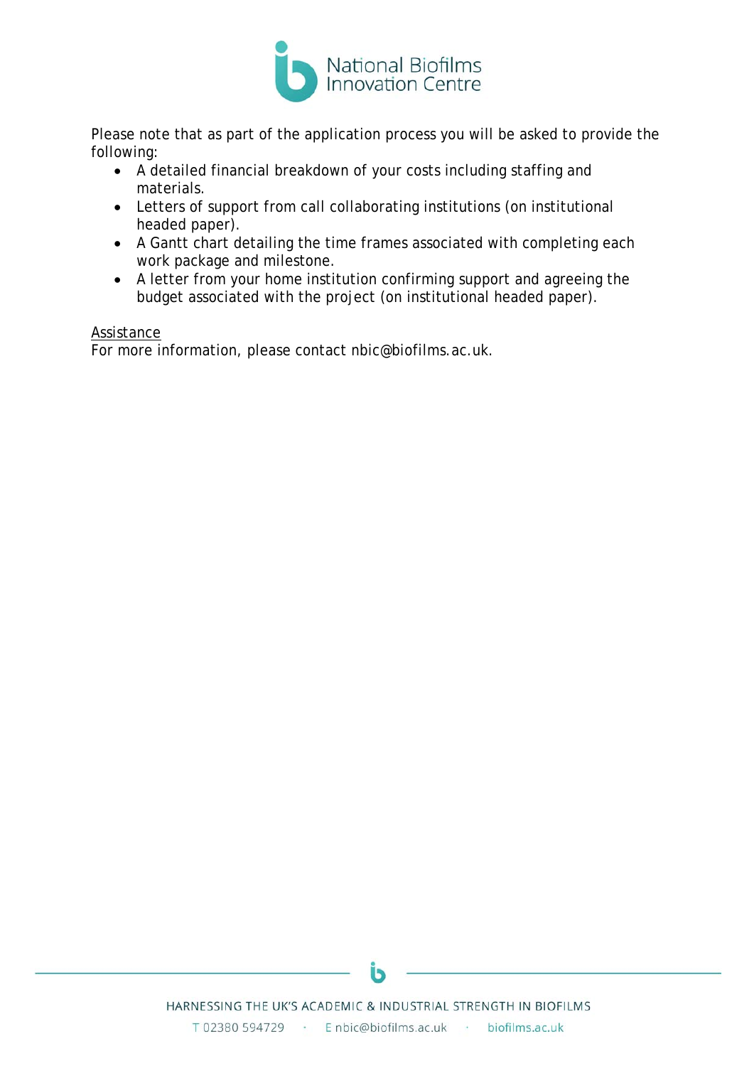Please note that as part of the application process you will be asked to provide the following:

- A detailed financial breakdown of your costs including staffing and materials.
- Letters of support from call collaborating institutions (on institutional headed paper).
- A Gantt chart detailing the time frames associated with completing each work package and milestone.
- A letter from your home institution confirming support and agreeing the budget associated with the project (on institutional headed paper).

Assistance

For more information, please contact nbic@biofilms.ac.uk.